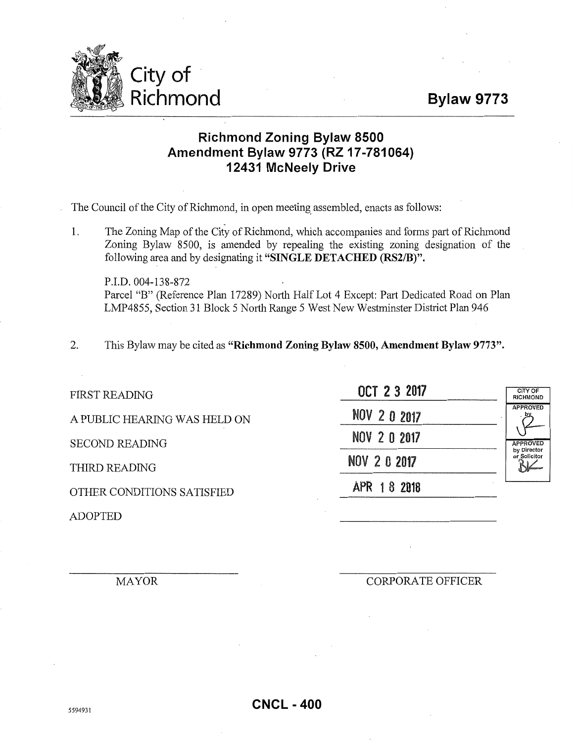# City of Richmond

**Bylaw 9773**

## Richmond Zoning Bylaw 8500 Amendment Bylaw 9773 (RZ 17-781064) 12431 McNeely Drive

The Council of the City of Richmond, in open meeting assembled, enacts as follows:

1. The Zoning Map of the City of Richmond, which accompanies and forms part of Richmond Zoning Bylaw 8500, is amended by repealing the existing zoning designation of the following area and by designating it **"SINGLE DETACHED (RS2/B)"**.

   P.I.D. 004-138-872
   Parcel "B" (Reference Plan 17289) North Half Lot 4 Except: Part Dedicated Road on Plan LMP4855, Section 31 Block 5 North Range 5 West New Westminster District Plan 946

2. This Bylaw may be cited as **"Richmond Zoning Bylaw 8500, Amendment Bylaw 9773"**.

| | |
|---|---|
| FIRST READING | OCT 23 2017 |
| A PUBLIC HEARING WAS HELD ON | NOV 20 2017 |
| SECOND READING | NOV 20 2017 |
| THIRD READING | NOV 20 2017 |
| OTHER CONDITIONS SATISFIED | APR 18 2018 |
| ADOPTED | |

CITY OF RICHMOND
APPROVED by
APPROVED by Director or Solicitor

MAYOR

CORPORATE OFFICER

5594931

CNCL - 400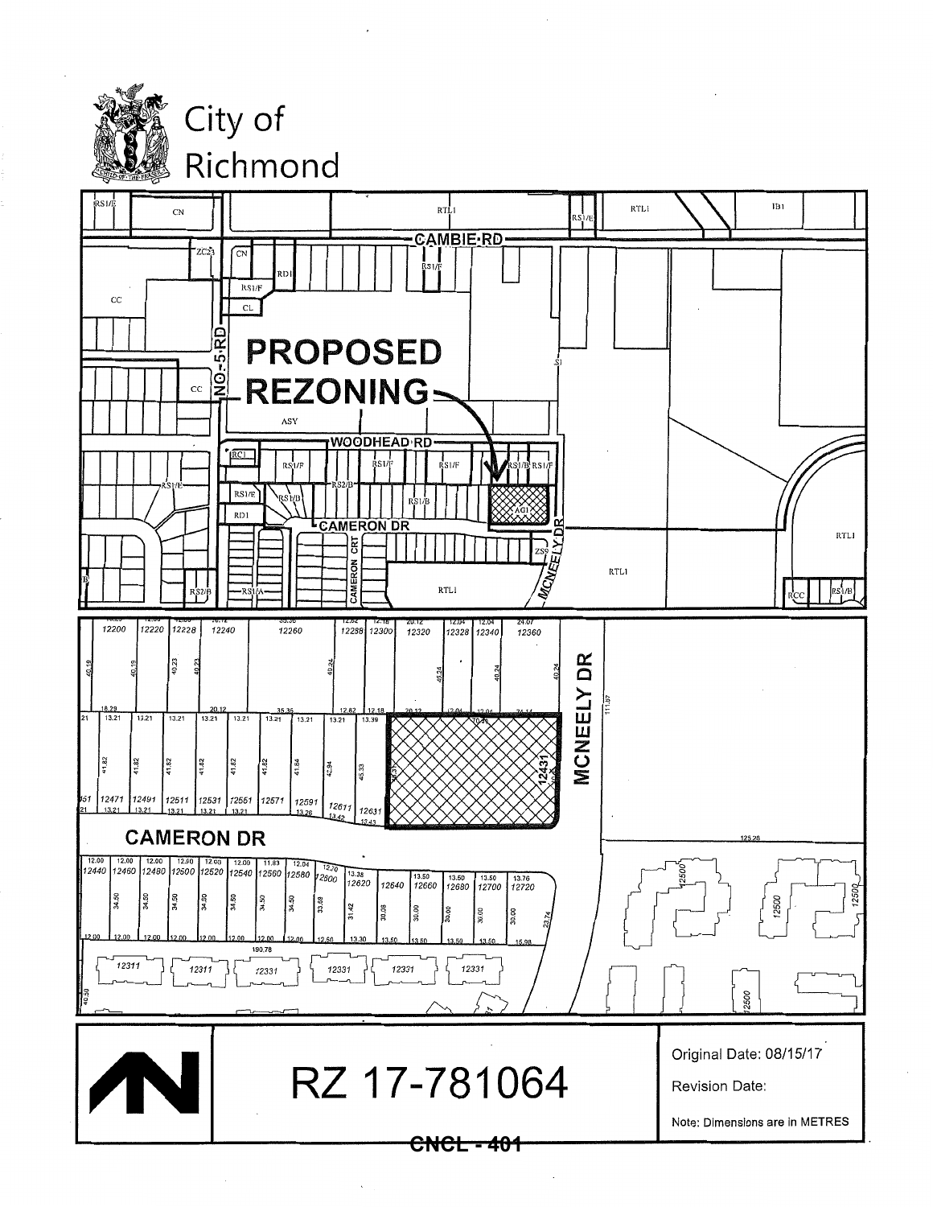City of Richmond

RS1/E
CN
RTL1
RS1/E
RTL1
IB1
CAMBIE RD
ZC23
CN
RD1
RS1/F
RS1/F
CL
CC
NO. 5 RD
PROPOSED REZONING
CC
ASY
WOODHEAD RD
RC1
RS1/F
RS1/F
RS1/F
RS1/B
RS1/F
RS1/E
RS1/E
RS1/B
RS2/B
RS1/B
AG1
RD1
CAMERON DR
CAMERON CRT
ZS9
MCNEELY DR
RTL1
RTL1
RTL1
RS2/B
RS1/A
RCC
RS1/B

12200
12220
12228
12240
12260
12298
12300
12320
12328
12340
12360
MCNEELY DR
12471
12491
12511
12531
12551
12571
12591
12611
12631
12431
CAMERON DR
12440
12460
12480
12500
12520
12540
12560
12580
12600
12620
12640
12660
12680
12700
12720
12311
12311
12331
12331
12331
12331
12500
12500
12500
12500

RZ 17-781064

Original Date: 08/15/17

Revision Date:

Note: Dimensions are in METRES